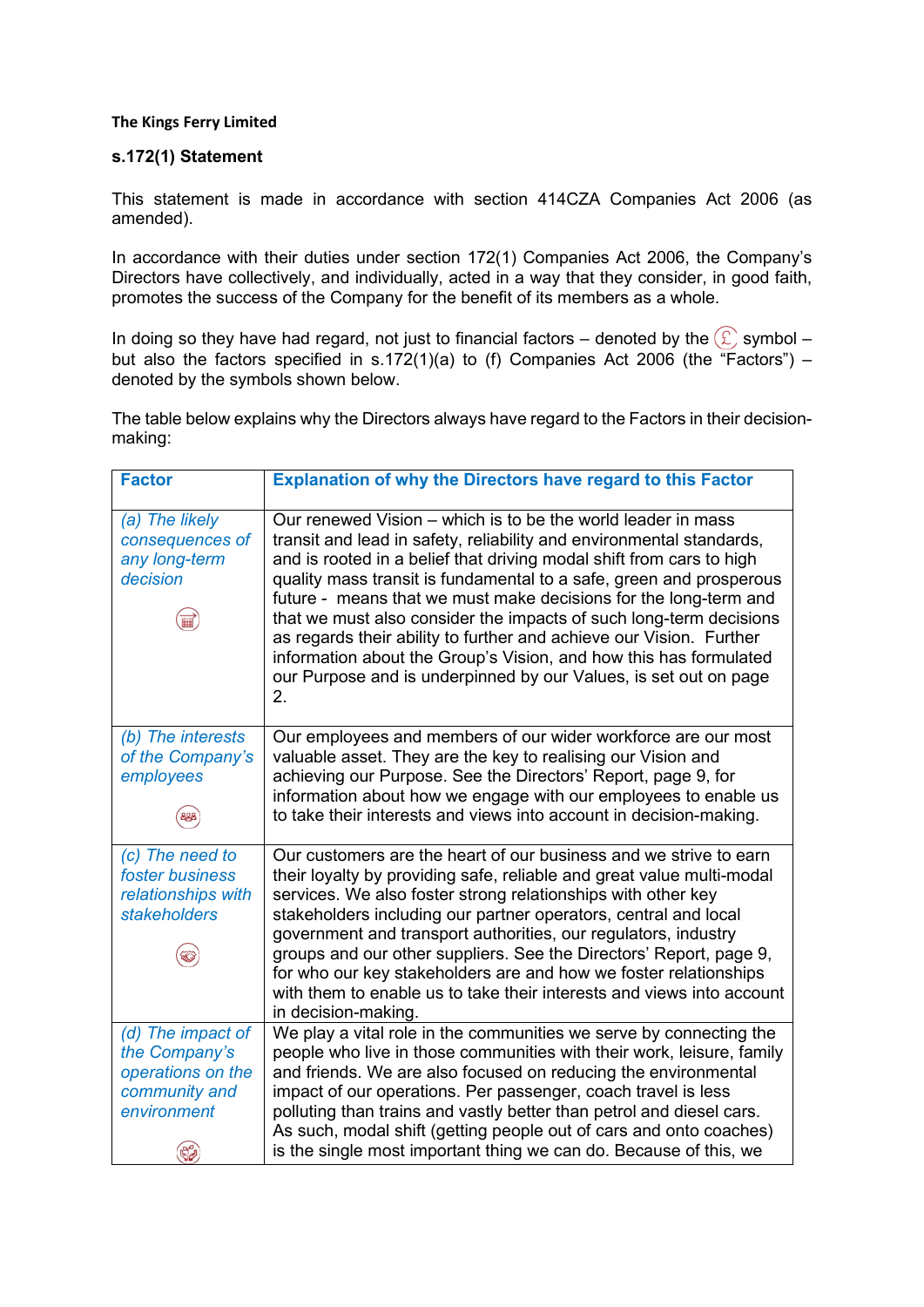**The Kings Ferry Limited**

**s.172(1) Statement**

This statement is made in accordance with section 414CZA Companies Act 2006 (as amended).

In accordance with their duties under section 172(1) Companies Act 2006, the Company's Directors have collectively, and individually, acted in a way that they consider, in good faith, promotes the success of the Company for the benefit of its members as a whole.

In doing so they have had regard, not just to financial factors – denoted by the £ symbol – but also the factors specified in s.172(1)(a) to (f) Companies Act 2006 (the "Factors") – denoted by the symbols shown below.

The table below explains why the Directors always have regard to the Factors in their decision-making:

| Factor | Explanation of why the Directors have regard to this Factor |
|---|---|
| *(a) The likely consequences of any long-term decision* | Our renewed Vision – which is to be the world leader in mass transit and lead in safety, reliability and environmental standards, and is rooted in a belief that driving modal shift from cars to high quality mass transit is fundamental to a safe, green and prosperous future - means that we must make decisions for the long-term and that we must also consider the impacts of such long-term decisions as regards their ability to further and achieve our Vision. Further information about the Group's Vision, and how this has formulated our Purpose and is underpinned by our Values, is set out on page 2. |
| *(b) The interests of the Company's employees* | Our employees and members of our wider workforce are our most valuable asset. They are the key to realising our Vision and achieving our Purpose. See the Directors' Report, page 9, for information about how we engage with our employees to enable us to take their interests and views into account in decision-making. |
| *(c) The need to foster business relationships with stakeholders* | Our customers are the heart of our business and we strive to earn their loyalty by providing safe, reliable and great value multi-modal services. We also foster strong relationships with other key stakeholders including our partner operators, central and local government and transport authorities, our regulators, industry groups and our other suppliers. See the Directors' Report, page 9, for who our key stakeholders are and how we foster relationships with them to enable us to take their interests and views into account in decision-making. |
| *(d) The impact of the Company's operations on the community and environment* | We play a vital role in the communities we serve by connecting the people who live in those communities with their work, leisure, family and friends. We are also focused on reducing the environmental impact of our operations. Per passenger, coach travel is less polluting than trains and vastly better than petrol and diesel cars. As such, modal shift (getting people out of cars and onto coaches) is the single most important thing we can do. Because of this, we |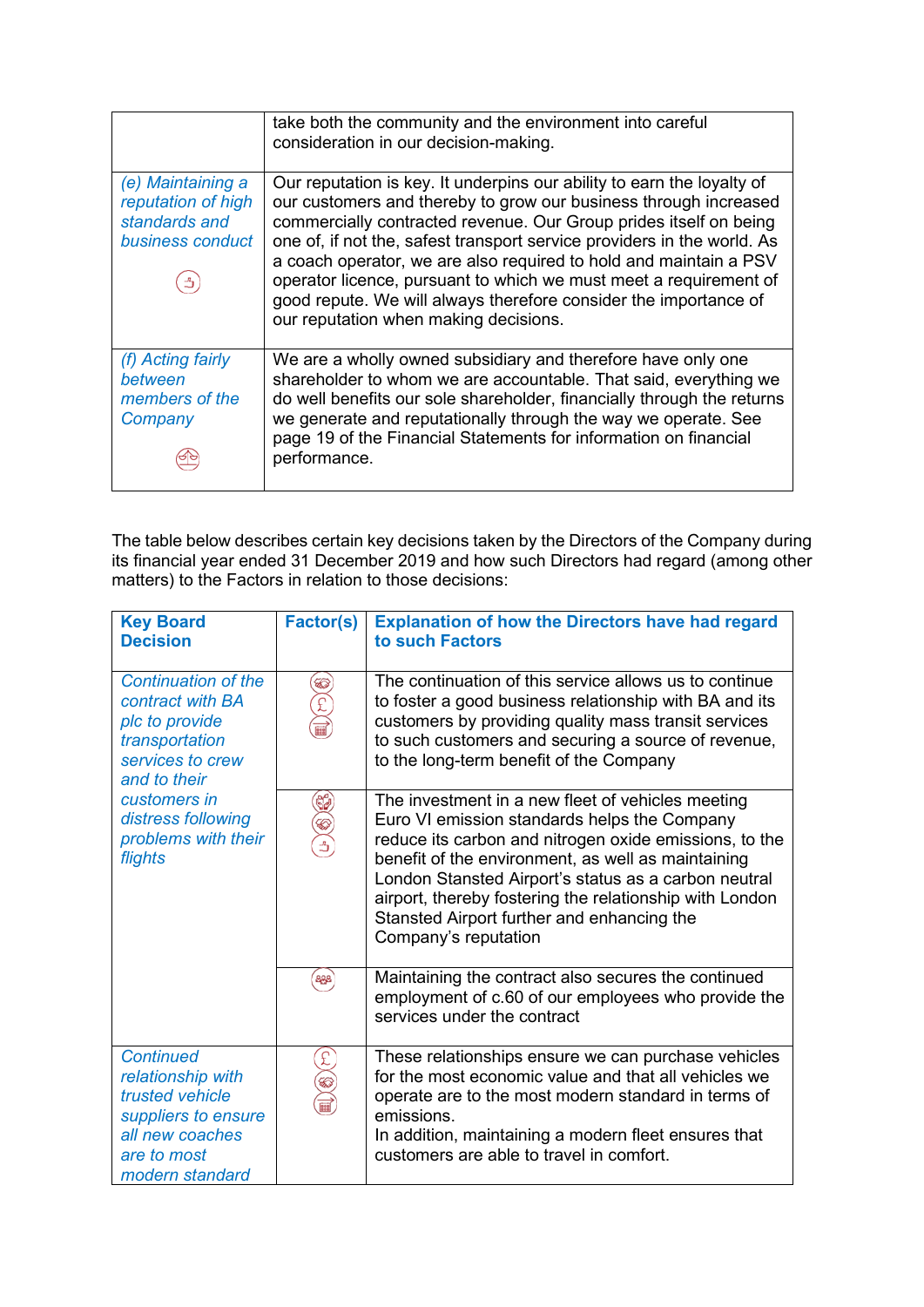| | |
|---|---|
| | take both the community and the environment into careful consideration in our decision-making. |
| *(e) Maintaining a reputation of high standards and business conduct* | Our reputation is key. It underpins our ability to earn the loyalty of our customers and thereby to grow our business through increased commercially contracted revenue. Our Group prides itself on being one of, if not the, safest transport service providers in the world. As a coach operator, we are also required to hold and maintain a PSV operator licence, pursuant to which we must meet a requirement of good repute. We will always therefore consider the importance of our reputation when making decisions. |
| *(f) Acting fairly between members of the Company* | We are a wholly owned subsidiary and therefore have only one shareholder to whom we are accountable. That said, everything we do well benefits our sole shareholder, financially through the returns we generate and reputationally through the way we operate. See page 19 of the Financial Statements for information on financial performance. |

The table below describes certain key decisions taken by the Directors of the Company during its financial year ended 31 December 2019 and how such Directors had regard (among other matters) to the Factors in relation to those decisions:

| **Key Board Decision** | **Factor(s)** | **Explanation of how the Directors have had regard to such Factors** |
|---|---|---|
| *Continuation of the contract with BA plc to provide transportation services to crew and to their customers in distress following problems with their flights* | | The continuation of this service allows us to continue to foster a good business relationship with BA and its customers by providing quality mass transit services to such customers and securing a source of revenue, to the long-term benefit of the Company |
| | | The investment in a new fleet of vehicles meeting Euro VI emission standards helps the Company reduce its carbon and nitrogen oxide emissions, to the benefit of the environment, as well as maintaining London Stansted Airport's status as a carbon neutral airport, thereby fostering the relationship with London Stansted Airport further and enhancing the Company's reputation |
| | | Maintaining the contract also secures the continued employment of c.60 of our employees who provide the services under the contract |
| *Continued relationship with trusted vehicle suppliers to ensure all new coaches are to most modern standard* | | These relationships ensure we can purchase vehicles for the most economic value and that all vehicles we operate are to the most modern standard in terms of emissions.<br>In addition, maintaining a modern fleet ensures that customers are able to travel in comfort. |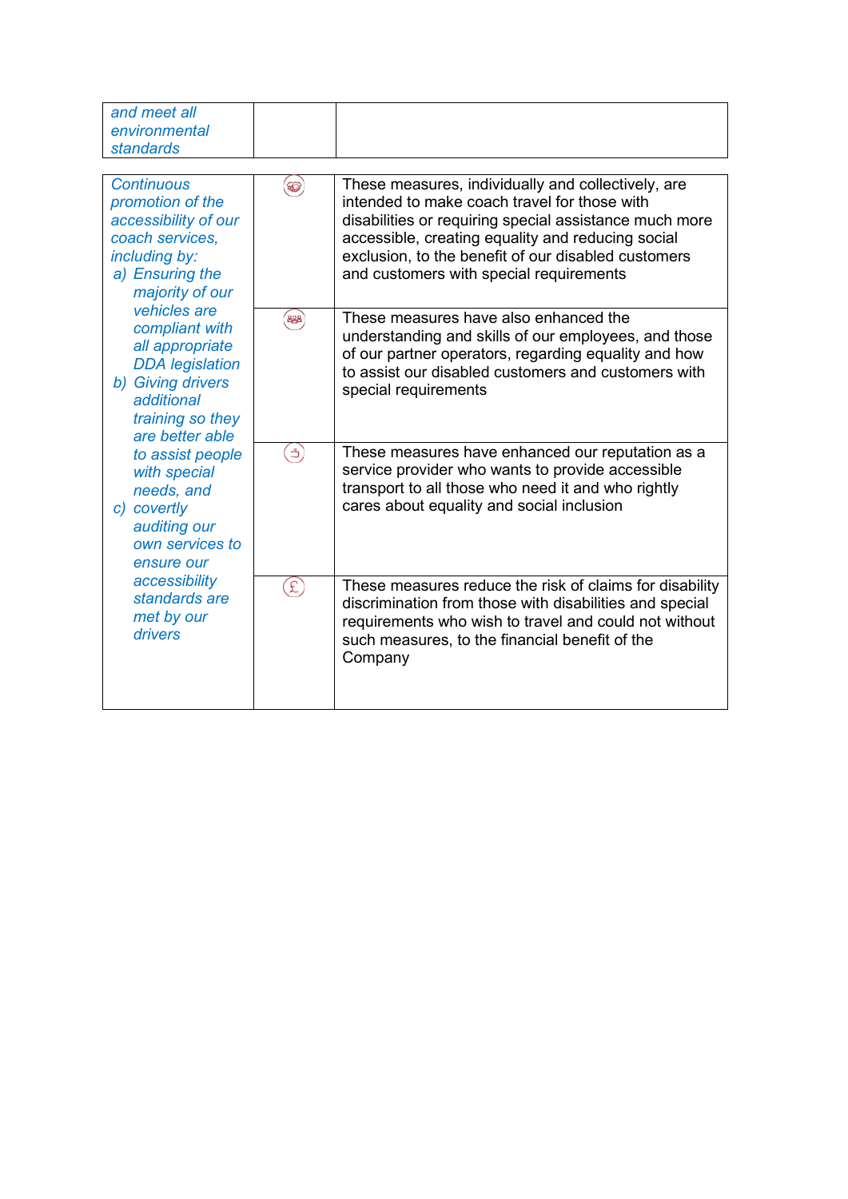| | | |
|---|---|---|
| *and meet all environmental standards* | | |

| | | |
|---|---|---|
| *Continuous promotion of the accessibility of our coach services, including by:* *a) Ensuring the majority of our vehicles are compliant with all appropriate DDA legislation* *b) Giving drivers additional training so they are better able to assist people with special needs, and* *c) covertly auditing our own services to ensure our accessibility standards are met by our drivers* | | These measures, individually and collectively, are intended to make coach travel for those with disabilities or requiring special assistance much more accessible, creating equality and reducing social exclusion, to the benefit of our disabled customers and customers with special requirements |
| | | These measures have also enhanced the understanding and skills of our employees, and those of our partner operators, regarding equality and how to assist our disabled customers and customers with special requirements |
| | | These measures have enhanced our reputation as a service provider who wants to provide accessible transport to all those who need it and who rightly cares about equality and social inclusion |
| | £ | These measures reduce the risk of claims for disability discrimination from those with disabilities and special requirements who wish to travel and could not without such measures, to the financial benefit of the Company |